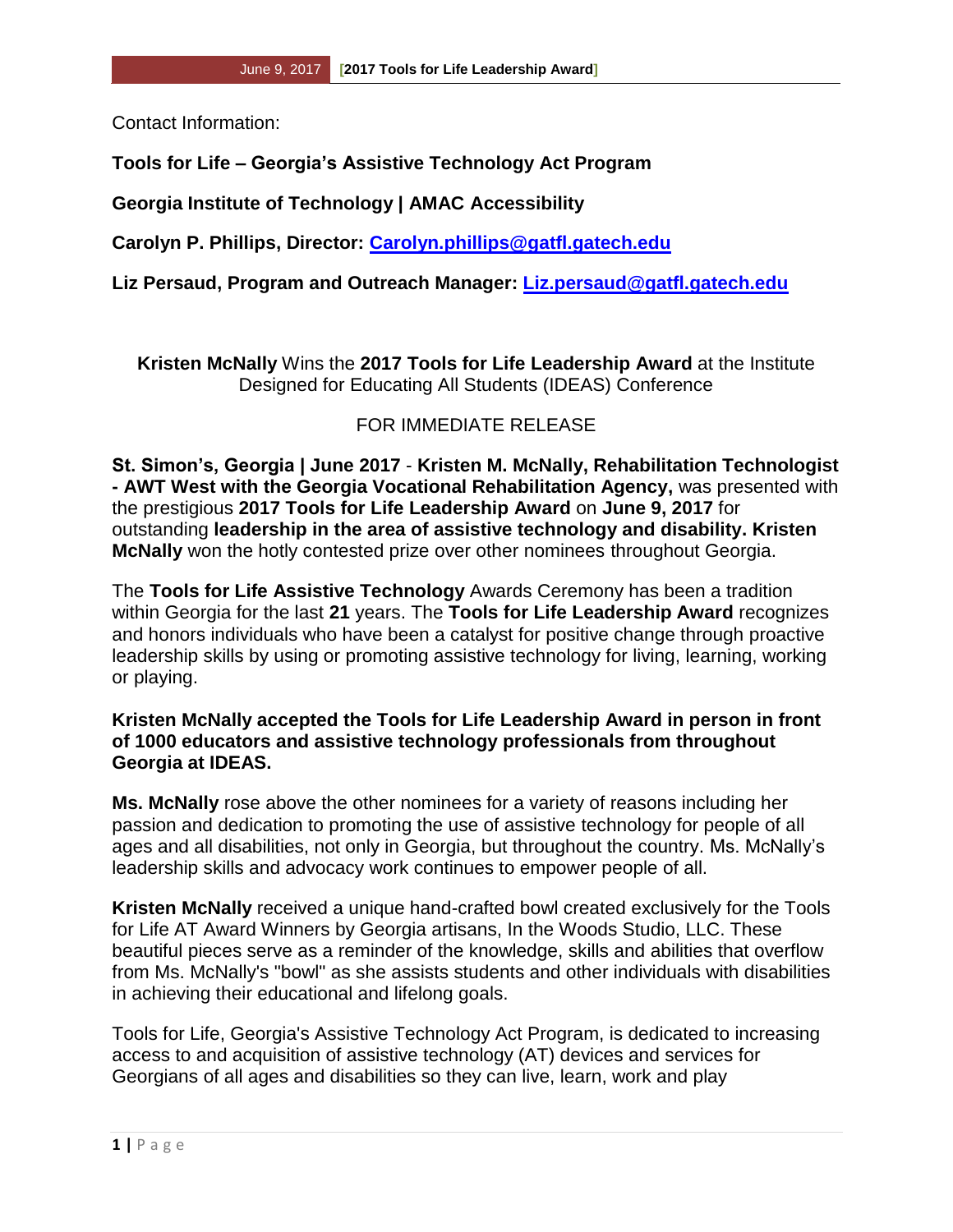Contact Information:

**Tools for Life – Georgia's Assistive Technology Act Program**

**Georgia Institute of Technology | AMAC Accessibility**

**Carolyn P. Phillips, Director: Carolyn.phillips@gatfl.gatech.edu**

**Liz Persaud, Program and Outreach Manager: Liz.persaud@gatfl.gatech.edu**

**Kristen McNally** Wins the **2017 Tools for Life Leadership Award** at the Institute Designed for Educating All Students (IDEAS) Conference

FOR IMMEDIATE RELEASE

**St. Simon's, Georgia | June 2017** - **Kristen M. McNally, Rehabilitation Technologist - AWT West with the Georgia Vocational Rehabilitation Agency,** was presented with the prestigious **2017 Tools for Life Leadership Award** on **June 9, 2017** for outstanding **leadership in the area of assistive technology and disability. Kristen McNally** won the hotly contested prize over other nominees throughout Georgia.

The **Tools for Life Assistive Technology** Awards Ceremony has been a tradition within Georgia for the last **21** years. The **Tools for Life Leadership Award** recognizes and honors individuals who have been a catalyst for positive change through proactive leadership skills by using or promoting assistive technology for living, learning, working or playing.

**Kristen McNally accepted the Tools for Life Leadership Award in person in front of 1000 educators and assistive technology professionals from throughout Georgia at IDEAS.**

**Ms. McNally** rose above the other nominees for a variety of reasons including her passion and dedication to promoting the use of assistive technology for people of all ages and all disabilities, not only in Georgia, but throughout the country. Ms. McNally's leadership skills and advocacy work continues to empower people of all.

**Kristen McNally** received a unique hand-crafted bowl created exclusively for the Tools for Life AT Award Winners by Georgia artisans, In the Woods Studio, LLC. These beautiful pieces serve as a reminder of the knowledge, skills and abilities that overflow from Ms. McNally's "bowl" as she assists students and other individuals with disabilities in achieving their educational and lifelong goals.

Tools for Life, Georgia's Assistive Technology Act Program, is dedicated to increasing access to and acquisition of assistive technology (AT) devices and services for Georgians of all ages and disabilities so they can live, learn, work and play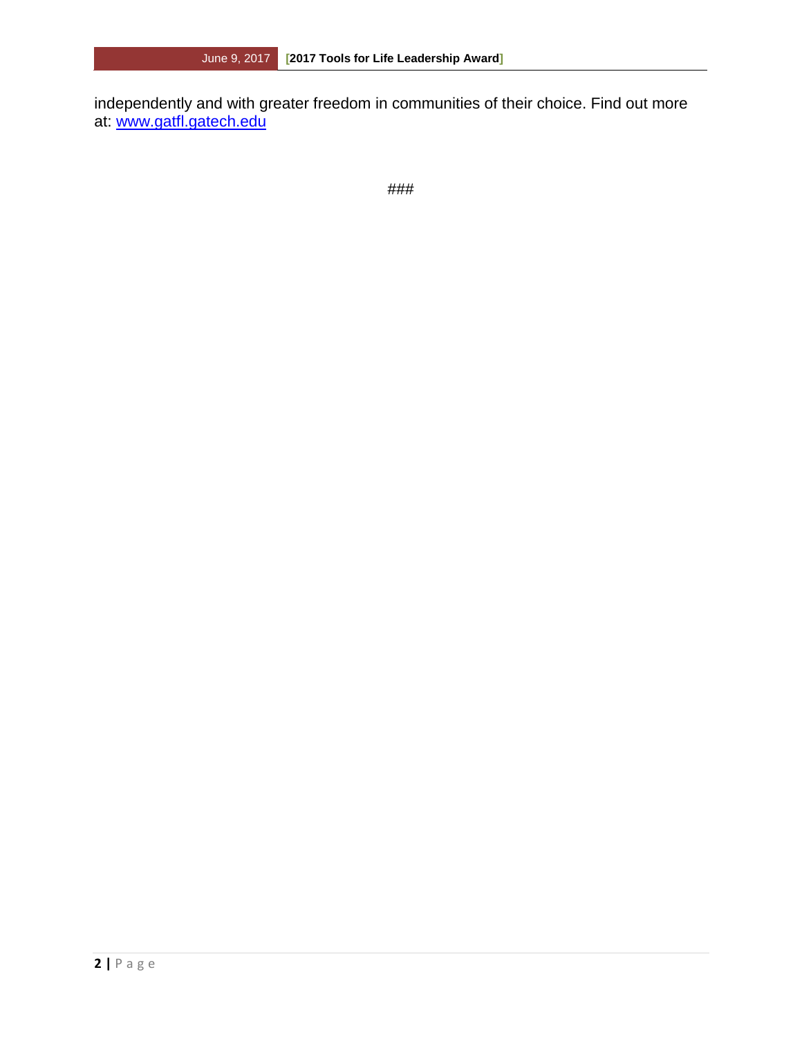independently and with greater freedom in communities of their choice. Find out more at: [www.gatfl.gatech.edu](http://www.gatfl.gatech.edu)

###